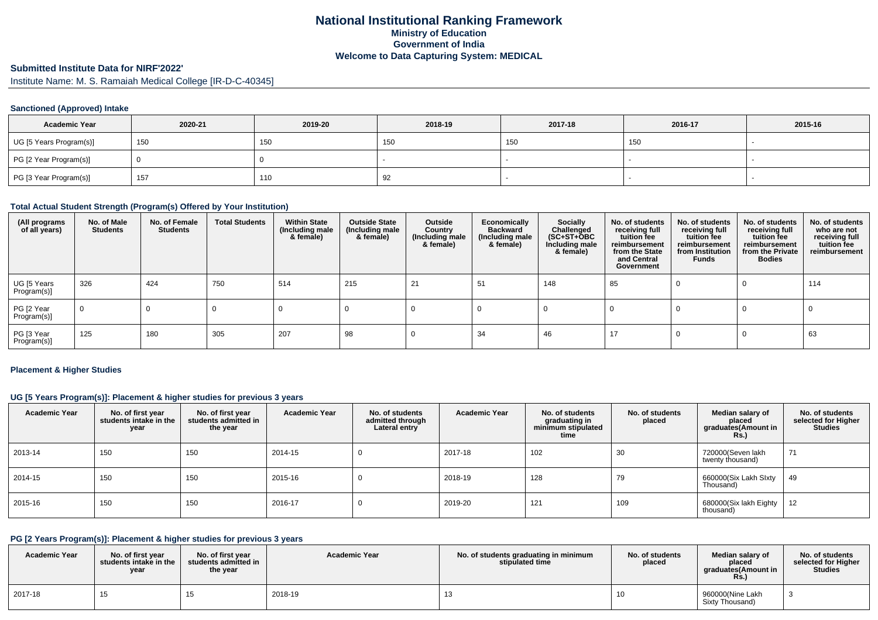# National Institutional Ranking Framework
## Ministry of Education
## Government of India
## Welcome to Data Capturing System: MEDICAL

### Submitted Institute Data for NIRF'2022'

Institute Name: M. S. Ramaiah Medical College [IR-D-C-40345]

### Sanctioned (Approved) Intake

| Academic Year | 2020-21 | 2019-20 | 2018-19 | 2017-18 | 2016-17 | 2015-16 |
|---|---|---|---|---|---|---|
| UG [5 Years Program(s)] | 150 | 150 | 150 | 150 | 150 | - |
| PG [2 Year Program(s)] | 0 | 0 | - | - | - | - |
| PG [3 Year Program(s)] | 157 | 110 | 92 | - | - | - |

### Total Actual Student Strength (Program(s) Offered by Your Institution)

| (All programs of all years) | No. of Male Students | No. of Female Students | Total Students | Within State (Including male & female) | Outside State (Including male & female) | Outside Country (Including male & female) | Economically Backward (Including male & female) | Socially Challenged (SC+ST+OBC Including male & female) | No. of students receiving full tuition fee reimbursement from the State and Central Government | No. of students receiving full tuition fee reimbursement from Institution Funds | No. of students receiving full tuition fee reimbursement from the Private Bodies | No. of students who are not receiving full tuition fee reimbursement |
|---|---|---|---|---|---|---|---|---|---|---|---|---|
| UG [5 Years Program(s)] | 326 | 424 | 750 | 514 | 215 | 21 | 51 | 148 | 85 | 0 | 0 | 114 |
| PG [2 Year Program(s)] | 0 | 0 | 0 | 0 | 0 | 0 | 0 | 0 | 0 | 0 | 0 | 0 |
| PG [3 Year Program(s)] | 125 | 180 | 305 | 207 | 98 | 0 | 34 | 46 | 17 | 0 | 0 | 63 |

### Placement & Higher Studies

### UG [5 Years Program(s)]: Placement & higher studies for previous 3 years

| Academic Year | No. of first year students intake in the year | No. of first year students admitted in the year | Academic Year | No. of students admitted through Lateral entry | Academic Year | No. of students graduating in minimum stipulated time | No. of students placed | Median salary of placed graduates(Amount in Rs.) | No. of students selected for Higher Studies |
|---|---|---|---|---|---|---|---|---|---|
| 2013-14 | 150 | 150 | 2014-15 | 0 | 2017-18 | 102 | 30 | 720000(Seven lakh twenty thousand) | 71 |
| 2014-15 | 150 | 150 | 2015-16 | 0 | 2018-19 | 128 | 79 | 660000(Six Lakh SIxty Thousand) | 49 |
| 2015-16 | 150 | 150 | 2016-17 | 0 | 2019-20 | 121 | 109 | 680000(Six lakh Eighty thousand) | 12 |

### PG [2 Years Program(s)]: Placement & higher studies for previous 3 years

| Academic Year | No. of first year students intake in the year | No. of first year students admitted in the year | Academic Year | No. of students graduating in minimum stipulated time | No. of students placed | Median salary of placed graduates(Amount in Rs.) | No. of students selected for Higher Studies |
|---|---|---|---|---|---|---|---|
| 2017-18 | 15 | 15 | 2018-19 | 13 | 10 | 960000(Nine Lakh Sixty Thousand) | 3 |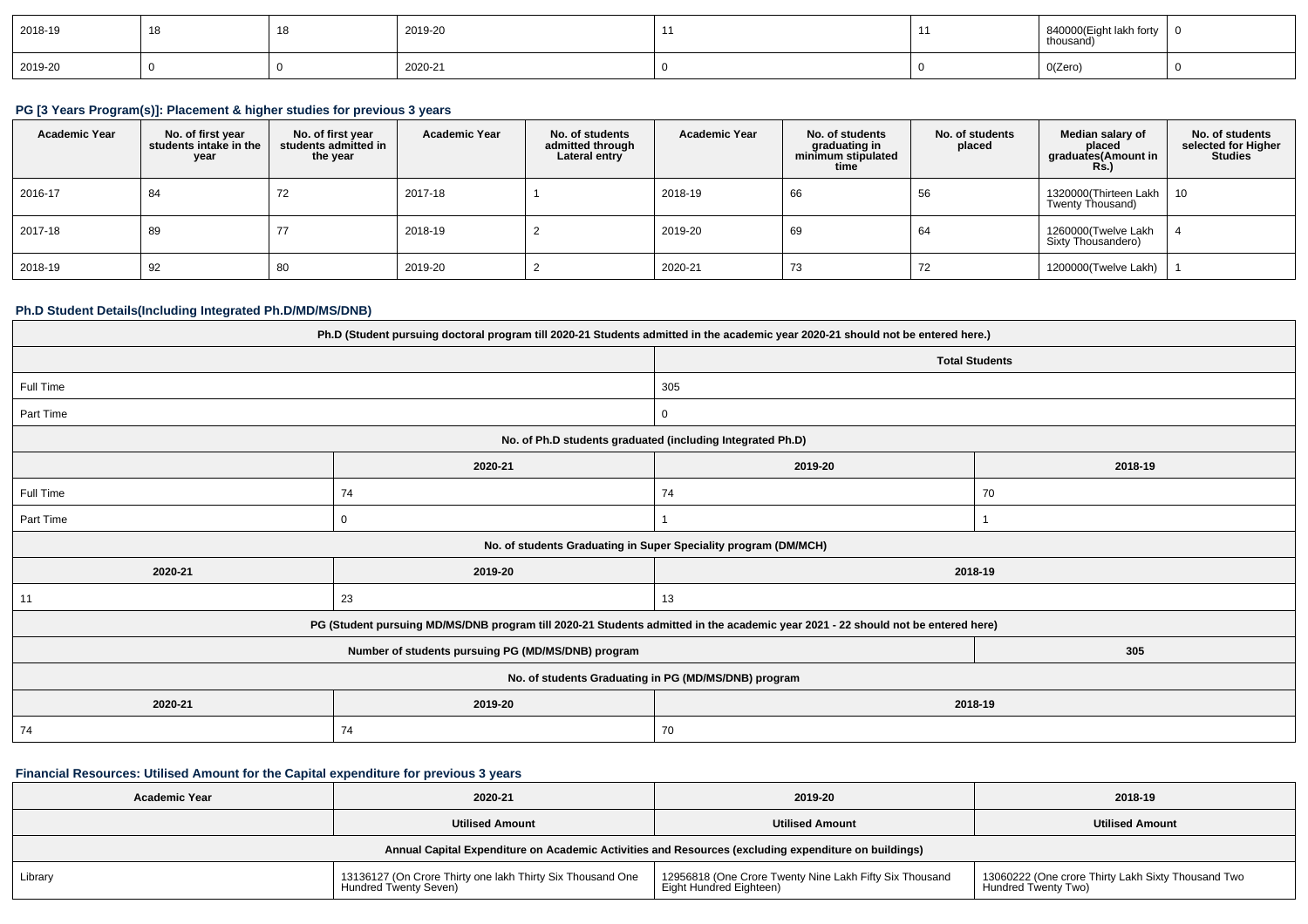| 2018-19 | 18 | 18 | 2019-20 | 11 | 11 | 840000(Eight lakh forty thousand) | 0 |
|---|---|---|---|---|---|---|---|
| 2019-20 | 0 | 0 | 2020-21 | 0 | 0 | 0(Zero) | 0 |

### PG [3 Years Program(s)]: Placement & higher studies for previous 3 years

| Academic Year | No. of first year students intake in the year | No. of first year students admitted in the year | Academic Year | No. of students admitted through Lateral entry | Academic Year | No. of students graduating in minimum stipulated time | No. of students placed | Median salary of placed graduates(Amount in Rs.) | No. of students selected for Higher Studies |
|---|---|---|---|---|---|---|---|---|---|
| 2016-17 | 84 | 72 | 2017-18 | 1 | 2018-19 | 66 | 56 | 1320000(Thirteen Lakh Twenty Thousand) | 10 |
| 2017-18 | 89 | 77 | 2018-19 | 2 | 2019-20 | 69 | 64 | 1260000(Twelve Lakh Sixty Thousandero) | 4 |
| 2018-19 | 92 | 80 | 2019-20 | 2 | 2020-21 | 73 | 72 | 1200000(Twelve Lakh) | 1 |

### Ph.D Student Details(Including Integrated Ph.D/MD/MS/DNB)

| Ph.D (Student pursuing doctoral program till 2020-21 Students admitted in the academic year 2020-21 should not be entered here.) | | | |
|---|---|---|---|
| | Total Students | | |
| Full Time | 305 | | |
| Part Time | 0 | | |
| No. of Ph.D students graduated (including Integrated Ph.D) | | | |
| | 2020-21 | 2019-20 | 2018-19 |
| Full Time | 74 | 74 | 70 |
| Part Time | 0 | 1 | 1 |
| No. of students Graduating in Super Speciality program (DM/MCH) | | | |
| 2020-21 | 2019-20 | 2018-19 | |
| 11 | 23 | 13 | |
| PG (Student pursuing MD/MS/DNB program till 2020-21 Students admitted in the academic year 2021 - 22 should not be entered here) | | | |
| Number of students pursuing PG (MD/MS/DNB) program | | | 305 |
| No. of students Graduating in PG (MD/MS/DNB) program | | | |
| 2020-21 | 2019-20 | 2018-19 | |
| 74 | 74 | 70 | |

### Financial Resources: Utilised Amount for the Capital expenditure for previous 3 years

| Academic Year | 2020-21 | 2019-20 | 2018-19 |
|---|---|---|---|
| | Utilised Amount | Utilised Amount | Utilised Amount |
| Annual Capital Expenditure on Academic Activities and Resources (excluding expenditure on buildings) | | | |
| Library | 13136127 (On Crore Thirty one lakh Thirty Six Thousand One Hundred Twenty Seven) | 12956818 (One Crore Twenty Nine Lakh Fifty Six Thousand Eight Hundred Eighteen) | 13060222 (One crore Thirty Lakh Sixty Thousand Two Hundred Twenty Two) |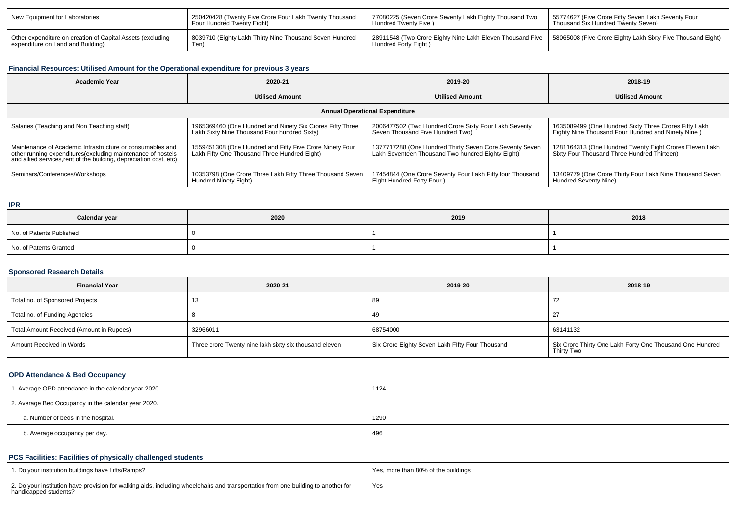| New Equipment for Laboratories | 250420428 (Twenty Five Crore Four Lakh Twenty Thousand Four Hundred Twenty Eight) | 77080225 (Seven Crore Seventy Lakh Eighty Thousand Two Hundred Twenty Five ) | 55774627 (Five Crore Fifty Seven Lakh Seventy Four Thousand Six Hundred Twenty Seven) |
|---|---|---|---|
| Other expenditure on creation of Capital Assets (excluding expenditure on Land and Building) | 8039710 (Eighty Lakh Thirty Nine Thousand Seven Hundred Ten) | 28911548 (Two Crore Eighty Nine Lakh Eleven Thousand Five Hundred Forty Eight ) | 58065008 (Five Crore Eighty Lakh Sixty Five Thousand Eight) |

### Financial Resources: Utilised Amount for the Operational expenditure for previous 3 years

| Academic Year | 2020-21 | 2019-20 | 2018-19 |
|---|---|---|---|
| | Utilised Amount | Utilised Amount | Utilised Amount |
| Annual Operational Expenditure | | | |
| Salaries (Teaching and Non Teaching staff) | 1965369460 (One Hundred and Ninety Six Crores Fifty Three Lakh Sixty Nine Thousand Four hundred Sixty) | 2006477502 (Two Hundred Crore Sixty Four Lakh Seventy Seven Thousand Five Hundred Two) | 1635089499 (One Hundred Sixty Three Crores Fifty Lakh Eighty Nine Thousand Four Hundred and Ninety Nine ) |
| Maintenance of Academic Infrastructure or consumables and other running expenditures(excluding maintenance of hostels and allied services,rent of the building, depreciation cost, etc) | 1559451308 (One Hundred and Fifty Five Crore Ninety Four Lakh Fifty One Thousand Three Hundred Eight) | 1377717288 (One Hundred Thirty Seven Core Seventy Seven Lakh Seventeen Thousand Two hundred Eighty Eight) | 1281164313 (One Hundred Twenty Eight Crores Eleven Lakh Sixty Four Thousand Three Hundred Thirteen) |
| Seminars/Conferences/Workshops | 10353798 (One Crore Three Lakh Fifty Three Thousand Seven Hundred Ninety Eight) | 17454844 (One Crore Seventy Four Lakh Fifty four Thousand Eight Hundred Forty Four ) | 13409779 (One Crore Thirty Four Lakh Nine Thousand Seven Hundred Seventy Nine) |

### IPR

| Calendar year | 2020 | 2019 | 2018 |
|---|---|---|---|
| No. of Patents Published | 0 | 1 | 1 |
| No. of Patents Granted | 0 | 1 | 1 |

### Sponsored Research Details

| Financial Year | 2020-21 | 2019-20 | 2018-19 |
|---|---|---|---|
| Total no. of Sponsored Projects | 13 | 89 | 72 |
| Total no. of Funding Agencies | 8 | 49 | 27 |
| Total Amount Received (Amount in Rupees) | 32966011 | 68754000 | 63141132 |
| Amount Received in Words | Three crore Twenty nine lakh sixty six thousand eleven | Six Crore Eighty Seven Lakh FIfty Four Thousand | Six Crore Thirty One Lakh Forty One Thousand One Hundred Thirty Two |

### OPD Attendance & Bed Occupancy

| | |
|---|---|
| 1. Average OPD attendance in the calendar year 2020. | 1124 |
| 2. Average Bed Occupancy in the calendar year 2020. | |
| a. Number of beds in the hospital. | 1290 |
| b. Average occupancy per day. | 496 |

### PCS Facilities: Facilities of physically challenged students

| | |
|---|---|
| 1. Do your institution buildings have Lifts/Ramps? | Yes, more than 80% of the buildings |
| 2. Do your institution have provision for walking aids, including wheelchairs and transportation from one building to another for handicapped students? | Yes |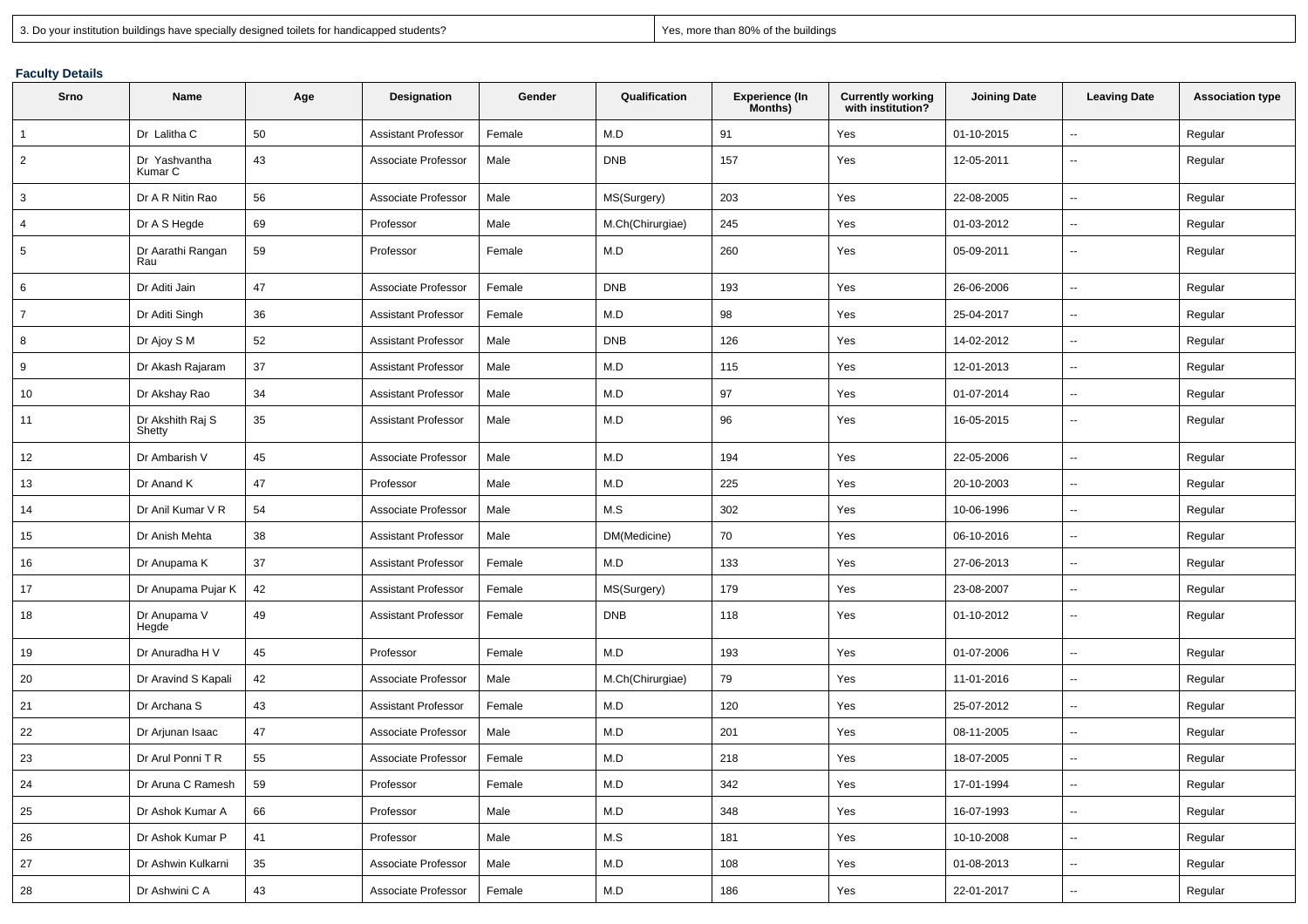| 3. Do your institution buildings have specially designed toilets for handicapped students? | Yes, more than 80% of the buildings |
|---|---|

### Faculty Details

| Srno | Name | Age | Designation | Gender | Qualification | Experience (In Months) | Currently working with institution? | Joining Date | Leaving Date | Association type |
|---|---|---|---|---|---|---|---|---|---|---|
| 1 | Dr Lalitha C | 50 | Assistant Professor | Female | M.D | 91 | Yes | 01-10-2015 | -- | Regular |
| 2 | Dr Yashvantha Kumar C | 43 | Associate Professor | Male | DNB | 157 | Yes | 12-05-2011 | -- | Regular |
| 3 | Dr A R Nitin Rao | 56 | Associate Professor | Male | MS(Surgery) | 203 | Yes | 22-08-2005 | -- | Regular |
| 4 | Dr A S Hegde | 69 | Professor | Male | M.Ch(Chirurgiae) | 245 | Yes | 01-03-2012 | -- | Regular |
| 5 | Dr Aarathi Rangan Rau | 59 | Professor | Female | M.D | 260 | Yes | 05-09-2011 | -- | Regular |
| 6 | Dr Aditi Jain | 47 | Associate Professor | Female | DNB | 193 | Yes | 26-06-2006 | -- | Regular |
| 7 | Dr Aditi Singh | 36 | Assistant Professor | Female | M.D | 98 | Yes | 25-04-2017 | -- | Regular |
| 8 | Dr Ajoy S M | 52 | Assistant Professor | Male | DNB | 126 | Yes | 14-02-2012 | -- | Regular |
| 9 | Dr Akash Rajaram | 37 | Assistant Professor | Male | M.D | 115 | Yes | 12-01-2013 | -- | Regular |
| 10 | Dr Akshay Rao | 34 | Assistant Professor | Male | M.D | 97 | Yes | 01-07-2014 | -- | Regular |
| 11 | Dr Akshith Raj S Shetty | 35 | Assistant Professor | Male | M.D | 96 | Yes | 16-05-2015 | -- | Regular |
| 12 | Dr Ambarish V | 45 | Associate Professor | Male | M.D | 194 | Yes | 22-05-2006 | -- | Regular |
| 13 | Dr Anand K | 47 | Professor | Male | M.D | 225 | Yes | 20-10-2003 | -- | Regular |
| 14 | Dr Anil Kumar V R | 54 | Associate Professor | Male | M.S | 302 | Yes | 10-06-1996 | -- | Regular |
| 15 | Dr Anish Mehta | 38 | Assistant Professor | Male | DM(Medicine) | 70 | Yes | 06-10-2016 | -- | Regular |
| 16 | Dr Anupama K | 37 | Assistant Professor | Female | M.D | 133 | Yes | 27-06-2013 | -- | Regular |
| 17 | Dr Anupama Pujar K | 42 | Assistant Professor | Female | MS(Surgery) | 179 | Yes | 23-08-2007 | -- | Regular |
| 18 | Dr Anupama V Hegde | 49 | Assistant Professor | Female | DNB | 118 | Yes | 01-10-2012 | -- | Regular |
| 19 | Dr Anuradha H V | 45 | Professor | Female | M.D | 193 | Yes | 01-07-2006 | -- | Regular |
| 20 | Dr Aravind S Kapali | 42 | Associate Professor | Male | M.Ch(Chirurgiae) | 79 | Yes | 11-01-2016 | -- | Regular |
| 21 | Dr Archana S | 43 | Assistant Professor | Female | M.D | 120 | Yes | 25-07-2012 | -- | Regular |
| 22 | Dr Arjunan Isaac | 47 | Associate Professor | Male | M.D | 201 | Yes | 08-11-2005 | -- | Regular |
| 23 | Dr Arul Ponni T R | 55 | Associate Professor | Female | M.D | 218 | Yes | 18-07-2005 | -- | Regular |
| 24 | Dr Aruna C Ramesh | 59 | Professor | Female | M.D | 342 | Yes | 17-01-1994 | -- | Regular |
| 25 | Dr Ashok Kumar A | 66 | Professor | Male | M.D | 348 | Yes | 16-07-1993 | -- | Regular |
| 26 | Dr Ashok Kumar P | 41 | Professor | Male | M.S | 181 | Yes | 10-10-2008 | -- | Regular |
| 27 | Dr Ashwin Kulkarni | 35 | Associate Professor | Male | M.D | 108 | Yes | 01-08-2013 | -- | Regular |
| 28 | Dr Ashwini C A | 43 | Associate Professor | Female | M.D | 186 | Yes | 22-01-2017 | -- | Regular |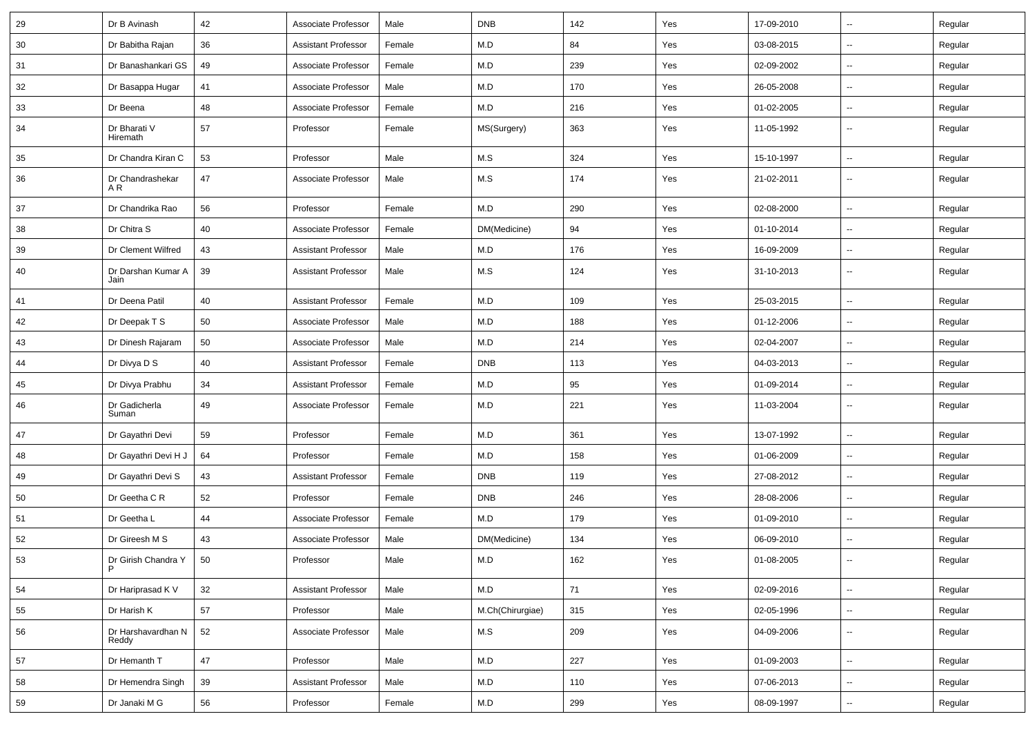| 29 | Dr B Avinash | 42 | Associate Professor | Male | DNB | 142 | Yes | 17-09-2010 | -- | Regular |
|---|---|---|---|---|---|---|---|---|---|---|
| 30 | Dr Babitha Rajan | 36 | Assistant Professor | Female | M.D | 84 | Yes | 03-08-2015 | -- | Regular |
| 31 | Dr Banashankari GS | 49 | Associate Professor | Female | M.D | 239 | Yes | 02-09-2002 | -- | Regular |
| 32 | Dr Basappa Hugar | 41 | Associate Professor | Male | M.D | 170 | Yes | 26-05-2008 | -- | Regular |
| 33 | Dr Beena | 48 | Associate Professor | Female | M.D | 216 | Yes | 01-02-2005 | -- | Regular |
| 34 | Dr Bharati V Hiremath | 57 | Professor | Female | MS(Surgery) | 363 | Yes | 11-05-1992 | -- | Regular |
| 35 | Dr Chandra Kiran C | 53 | Professor | Male | M.S | 324 | Yes | 15-10-1997 | -- | Regular |
| 36 | Dr Chandrashekar A R | 47 | Associate Professor | Male | M.S | 174 | Yes | 21-02-2011 | -- | Regular |
| 37 | Dr Chandrika Rao | 56 | Professor | Female | M.D | 290 | Yes | 02-08-2000 | -- | Regular |
| 38 | Dr Chitra S | 40 | Associate Professor | Female | DM(Medicine) | 94 | Yes | 01-10-2014 | -- | Regular |
| 39 | Dr Clement Wilfred | 43 | Assistant Professor | Male | M.D | 176 | Yes | 16-09-2009 | -- | Regular |
| 40 | Dr Darshan Kumar A Jain | 39 | Assistant Professor | Male | M.S | 124 | Yes | 31-10-2013 | -- | Regular |
| 41 | Dr Deena Patil | 40 | Assistant Professor | Female | M.D | 109 | Yes | 25-03-2015 | -- | Regular |
| 42 | Dr Deepak T S | 50 | Associate Professor | Male | M.D | 188 | Yes | 01-12-2006 | -- | Regular |
| 43 | Dr Dinesh Rajaram | 50 | Associate Professor | Male | M.D | 214 | Yes | 02-04-2007 | -- | Regular |
| 44 | Dr Divya D S | 40 | Assistant Professor | Female | DNB | 113 | Yes | 04-03-2013 | -- | Regular |
| 45 | Dr Divya Prabhu | 34 | Assistant Professor | Female | M.D | 95 | Yes | 01-09-2014 | -- | Regular |
| 46 | Dr Gadicherla Suman | 49 | Associate Professor | Female | M.D | 221 | Yes | 11-03-2004 | -- | Regular |
| 47 | Dr Gayathri Devi | 59 | Professor | Female | M.D | 361 | Yes | 13-07-1992 | -- | Regular |
| 48 | Dr Gayathri Devi H J | 64 | Professor | Female | M.D | 158 | Yes | 01-06-2009 | -- | Regular |
| 49 | Dr Gayathri Devi S | 43 | Assistant Professor | Female | DNB | 119 | Yes | 27-08-2012 | -- | Regular |
| 50 | Dr Geetha C R | 52 | Professor | Female | DNB | 246 | Yes | 28-08-2006 | -- | Regular |
| 51 | Dr Geetha L | 44 | Associate Professor | Female | M.D | 179 | Yes | 01-09-2010 | -- | Regular |
| 52 | Dr Gireesh M S | 43 | Associate Professor | Male | DM(Medicine) | 134 | Yes | 06-09-2010 | -- | Regular |
| 53 | Dr Girish Chandra Y P | 50 | Professor | Male | M.D | 162 | Yes | 01-08-2005 | -- | Regular |
| 54 | Dr Hariprasad K V | 32 | Assistant Professor | Male | M.D | 71 | Yes | 02-09-2016 | -- | Regular |
| 55 | Dr Harish K | 57 | Professor | Male | M.Ch(Chirurgiae) | 315 | Yes | 02-05-1996 | -- | Regular |
| 56 | Dr Harshavardhan N Reddy | 52 | Associate Professor | Male | M.S | 209 | Yes | 04-09-2006 | -- | Regular |
| 57 | Dr Hemanth T | 47 | Professor | Male | M.D | 227 | Yes | 01-09-2003 | -- | Regular |
| 58 | Dr Hemendra Singh | 39 | Assistant Professor | Male | M.D | 110 | Yes | 07-06-2013 | -- | Regular |
| 59 | Dr Janaki M G | 56 | Professor | Female | M.D | 299 | Yes | 08-09-1997 | -- | Regular |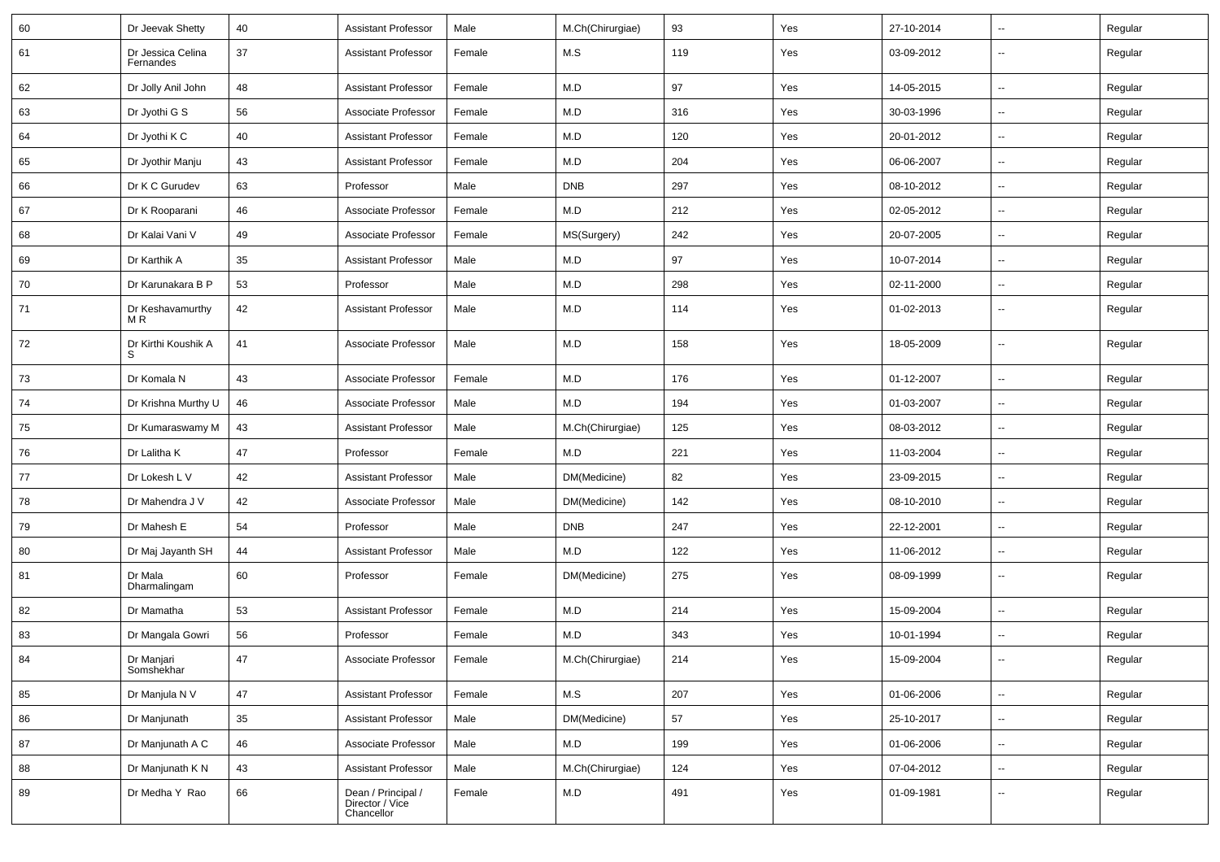| 60 | Dr Jeevak Shetty | 40 | Assistant Professor | Male | M.Ch(Chirurgiae) | 93 | Yes | 27-10-2014 | -- | Regular |
|---|---|---|---|---|---|---|---|---|---|---|
| 61 | Dr Jessica Celina Fernandes | 37 | Assistant Professor | Female | M.S | 119 | Yes | 03-09-2012 | -- | Regular |
| 62 | Dr Jolly Anil John | 48 | Assistant Professor | Female | M.D | 97 | Yes | 14-05-2015 | -- | Regular |
| 63 | Dr Jyothi G S | 56 | Associate Professor | Female | M.D | 316 | Yes | 30-03-1996 | -- | Regular |
| 64 | Dr Jyothi K C | 40 | Assistant Professor | Female | M.D | 120 | Yes | 20-01-2012 | -- | Regular |
| 65 | Dr Jyothir Manju | 43 | Assistant Professor | Female | M.D | 204 | Yes | 06-06-2007 | -- | Regular |
| 66 | Dr K C Gurudev | 63 | Professor | Male | DNB | 297 | Yes | 08-10-2012 | -- | Regular |
| 67 | Dr K Rooparani | 46 | Associate Professor | Female | M.D | 212 | Yes | 02-05-2012 | -- | Regular |
| 68 | Dr Kalai Vani V | 49 | Associate Professor | Female | MS(Surgery) | 242 | Yes | 20-07-2005 | -- | Regular |
| 69 | Dr Karthik A | 35 | Assistant Professor | Male | M.D | 97 | Yes | 10-07-2014 | -- | Regular |
| 70 | Dr Karunakara B P | 53 | Professor | Male | M.D | 298 | Yes | 02-11-2000 | -- | Regular |
| 71 | Dr Keshavamurthy M R | 42 | Assistant Professor | Male | M.D | 114 | Yes | 01-02-2013 | -- | Regular |
| 72 | Dr Kirthi Koushik A S | 41 | Associate Professor | Male | M.D | 158 | Yes | 18-05-2009 | -- | Regular |
| 73 | Dr Komala N | 43 | Associate Professor | Female | M.D | 176 | Yes | 01-12-2007 | -- | Regular |
| 74 | Dr Krishna Murthy U | 46 | Associate Professor | Male | M.D | 194 | Yes | 01-03-2007 | -- | Regular |
| 75 | Dr Kumaraswamy M | 43 | Assistant Professor | Male | M.Ch(Chirurgiae) | 125 | Yes | 08-03-2012 | -- | Regular |
| 76 | Dr Lalitha K | 47 | Professor | Female | M.D | 221 | Yes | 11-03-2004 | -- | Regular |
| 77 | Dr Lokesh L V | 42 | Assistant Professor | Male | DM(Medicine) | 82 | Yes | 23-09-2015 | -- | Regular |
| 78 | Dr Mahendra J V | 42 | Associate Professor | Male | DM(Medicine) | 142 | Yes | 08-10-2010 | -- | Regular |
| 79 | Dr Mahesh E | 54 | Professor | Male | DNB | 247 | Yes | 22-12-2001 | -- | Regular |
| 80 | Dr Maj Jayanth SH | 44 | Assistant Professor | Male | M.D | 122 | Yes | 11-06-2012 | -- | Regular |
| 81 | Dr Mala Dharmalingam | 60 | Professor | Female | DM(Medicine) | 275 | Yes | 08-09-1999 | -- | Regular |
| 82 | Dr Mamatha | 53 | Assistant Professor | Female | M.D | 214 | Yes | 15-09-2004 | -- | Regular |
| 83 | Dr Mangala Gowri | 56 | Professor | Female | M.D | 343 | Yes | 10-01-1994 | -- | Regular |
| 84 | Dr Manjari Somshekhar | 47 | Associate Professor | Female | M.Ch(Chirurgiae) | 214 | Yes | 15-09-2004 | -- | Regular |
| 85 | Dr Manjula N V | 47 | Assistant Professor | Female | M.S | 207 | Yes | 01-06-2006 | -- | Regular |
| 86 | Dr Manjunath | 35 | Assistant Professor | Male | DM(Medicine) | 57 | Yes | 25-10-2017 | -- | Regular |
| 87 | Dr Manjunath A C | 46 | Associate Professor | Male | M.D | 199 | Yes | 01-06-2006 | -- | Regular |
| 88 | Dr Manjunath K N | 43 | Assistant Professor | Male | M.Ch(Chirurgiae) | 124 | Yes | 07-04-2012 | -- | Regular |
| 89 | Dr Medha Y Rao | 66 | Dean / Principal / Director / Vice Chancellor | Female | M.D | 491 | Yes | 01-09-1981 | -- | Regular |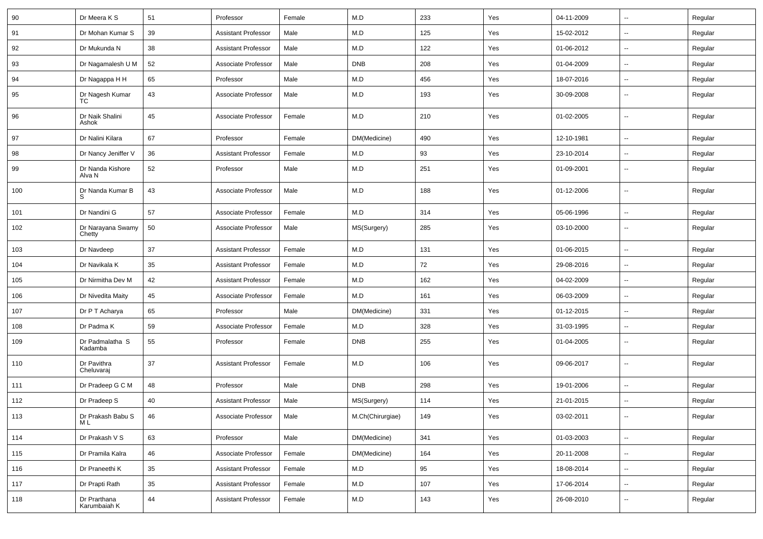| 90 | Dr Meera K S | 51 | Professor | Female | M.D | 233 | Yes | 04-11-2009 | -- | Regular |
|---|---|---|---|---|---|---|---|---|---|---|
| 91 | Dr Mohan Kumar S | 39 | Assistant Professor | Male | M.D | 125 | Yes | 15-02-2012 | -- | Regular |
| 92 | Dr Mukunda N | 38 | Assistant Professor | Male | M.D | 122 | Yes | 01-06-2012 | -- | Regular |
| 93 | Dr Nagamalesh U M | 52 | Associate Professor | Male | DNB | 208 | Yes | 01-04-2009 | -- | Regular |
| 94 | Dr Nagappa H H | 65 | Professor | Male | M.D | 456 | Yes | 18-07-2016 | -- | Regular |
| 95 | Dr Nagesh Kumar TC | 43 | Associate Professor | Male | M.D | 193 | Yes | 30-09-2008 | -- | Regular |
| 96 | Dr Naik Shalini Ashok | 45 | Associate Professor | Female | M.D | 210 | Yes | 01-02-2005 | -- | Regular |
| 97 | Dr Nalini Kilara | 67 | Professor | Female | DM(Medicine) | 490 | Yes | 12-10-1981 | -- | Regular |
| 98 | Dr Nancy Jeniffer V | 36 | Assistant Professor | Female | M.D | 93 | Yes | 23-10-2014 | -- | Regular |
| 99 | Dr Nanda Kishore Alva N | 52 | Professor | Male | M.D | 251 | Yes | 01-09-2001 | -- | Regular |
| 100 | Dr Nanda Kumar B S | 43 | Associate Professor | Male | M.D | 188 | Yes | 01-12-2006 | -- | Regular |
| 101 | Dr Nandini G | 57 | Associate Professor | Female | M.D | 314 | Yes | 05-06-1996 | -- | Regular |
| 102 | Dr Narayana Swamy Chetty | 50 | Associate Professor | Male | MS(Surgery) | 285 | Yes | 03-10-2000 | -- | Regular |
| 103 | Dr Navdeep | 37 | Assistant Professor | Female | M.D | 131 | Yes | 01-06-2015 | -- | Regular |
| 104 | Dr Navikala K | 35 | Assistant Professor | Female | M.D | 72 | Yes | 29-08-2016 | -- | Regular |
| 105 | Dr Nirmitha Dev M | 42 | Assistant Professor | Female | M.D | 162 | Yes | 04-02-2009 | -- | Regular |
| 106 | Dr Nivedita Maity | 45 | Associate Professor | Female | M.D | 161 | Yes | 06-03-2009 | -- | Regular |
| 107 | Dr P T Acharya | 65 | Professor | Male | DM(Medicine) | 331 | Yes | 01-12-2015 | -- | Regular |
| 108 | Dr Padma K | 59 | Associate Professor | Female | M.D | 328 | Yes | 31-03-1995 | -- | Regular |
| 109 | Dr Padmalatha S Kadamba | 55 | Professor | Female | DNB | 255 | Yes | 01-04-2005 | -- | Regular |
| 110 | Dr Pavithra Cheluvaraj | 37 | Assistant Professor | Female | M.D | 106 | Yes | 09-06-2017 | -- | Regular |
| 111 | Dr Pradeep G C M | 48 | Professor | Male | DNB | 298 | Yes | 19-01-2006 | -- | Regular |
| 112 | Dr Pradeep S | 40 | Assistant Professor | Male | MS(Surgery) | 114 | Yes | 21-01-2015 | -- | Regular |
| 113 | Dr Prakash Babu S M L | 46 | Associate Professor | Male | M.Ch(Chirurgiae) | 149 | Yes | 03-02-2011 | -- | Regular |
| 114 | Dr Prakash V S | 63 | Professor | Male | DM(Medicine) | 341 | Yes | 01-03-2003 | -- | Regular |
| 115 | Dr Pramila Kalra | 46 | Associate Professor | Female | DM(Medicine) | 164 | Yes | 20-11-2008 | -- | Regular |
| 116 | Dr Praneethi K | 35 | Assistant Professor | Female | M.D | 95 | Yes | 18-08-2014 | -- | Regular |
| 117 | Dr Prapti Rath | 35 | Assistant Professor | Female | M.D | 107 | Yes | 17-06-2014 | -- | Regular |
| 118 | Dr Prarthana Karumbaiah K | 44 | Assistant Professor | Female | M.D | 143 | Yes | 26-08-2010 | -- | Regular |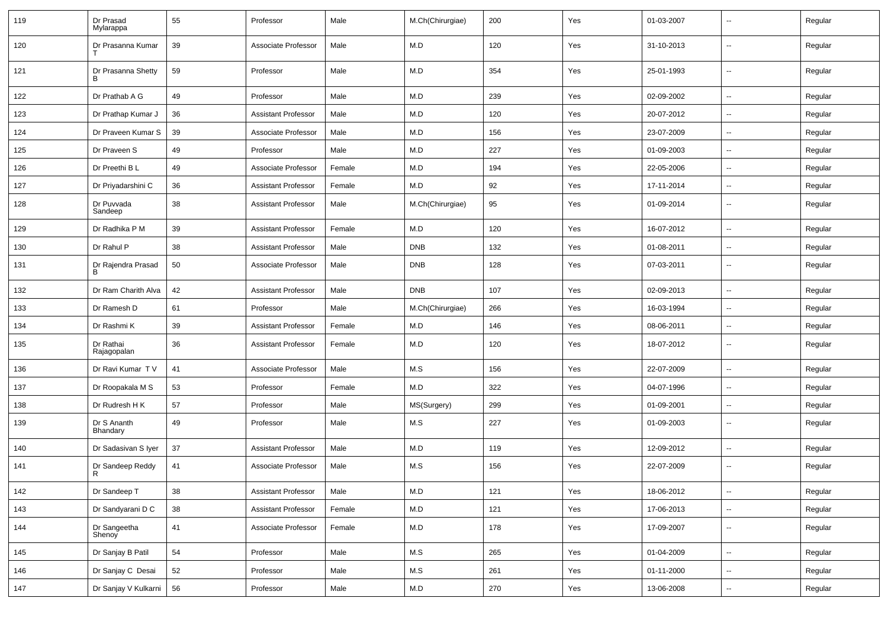| 119 | Dr Prasad Mylarappa | 55 | Professor | Male | M.Ch(Chirurgiae) | 200 | Yes | 01-03-2007 | -- | Regular |
|---|---|---|---|---|---|---|---|---|---|---|
| 120 | Dr Prasanna Kumar T | 39 | Associate Professor | Male | M.D | 120 | Yes | 31-10-2013 | -- | Regular |
| 121 | Dr Prasanna Shetty B | 59 | Professor | Male | M.D | 354 | Yes | 25-01-1993 | -- | Regular |
| 122 | Dr Prathab A G | 49 | Professor | Male | M.D | 239 | Yes | 02-09-2002 | -- | Regular |
| 123 | Dr Prathap Kumar J | 36 | Assistant Professor | Male | M.D | 120 | Yes | 20-07-2012 | -- | Regular |
| 124 | Dr Praveen Kumar S | 39 | Associate Professor | Male | M.D | 156 | Yes | 23-07-2009 | -- | Regular |
| 125 | Dr Praveen S | 49 | Professor | Male | M.D | 227 | Yes | 01-09-2003 | -- | Regular |
| 126 | Dr Preethi B L | 49 | Associate Professor | Female | M.D | 194 | Yes | 22-05-2006 | -- | Regular |
| 127 | Dr Priyadarshini C | 36 | Assistant Professor | Female | M.D | 92 | Yes | 17-11-2014 | -- | Regular |
| 128 | Dr Puvvada Sandeep | 38 | Assistant Professor | Male | M.Ch(Chirurgiae) | 95 | Yes | 01-09-2014 | -- | Regular |
| 129 | Dr Radhika P M | 39 | Assistant Professor | Female | M.D | 120 | Yes | 16-07-2012 | -- | Regular |
| 130 | Dr Rahul P | 38 | Assistant Professor | Male | DNB | 132 | Yes | 01-08-2011 | -- | Regular |
| 131 | Dr Rajendra Prasad B | 50 | Associate Professor | Male | DNB | 128 | Yes | 07-03-2011 | -- | Regular |
| 132 | Dr Ram Charith Alva | 42 | Assistant Professor | Male | DNB | 107 | Yes | 02-09-2013 | -- | Regular |
| 133 | Dr Ramesh D | 61 | Professor | Male | M.Ch(Chirurgiae) | 266 | Yes | 16-03-1994 | -- | Regular |
| 134 | Dr Rashmi K | 39 | Assistant Professor | Female | M.D | 146 | Yes | 08-06-2011 | -- | Regular |
| 135 | Dr Rathai Rajagopalan | 36 | Assistant Professor | Female | M.D | 120 | Yes | 18-07-2012 | -- | Regular |
| 136 | Dr Ravi Kumar T V | 41 | Associate Professor | Male | M.S | 156 | Yes | 22-07-2009 | -- | Regular |
| 137 | Dr Roopakala M S | 53 | Professor | Female | M.D | 322 | Yes | 04-07-1996 | -- | Regular |
| 138 | Dr Rudresh H K | 57 | Professor | Male | MS(Surgery) | 299 | Yes | 01-09-2001 | -- | Regular |
| 139 | Dr S Ananth Bhandary | 49 | Professor | Male | M.S | 227 | Yes | 01-09-2003 | -- | Regular |
| 140 | Dr Sadasivan S Iyer | 37 | Assistant Professor | Male | M.D | 119 | Yes | 12-09-2012 | -- | Regular |
| 141 | Dr Sandeep Reddy R | 41 | Associate Professor | Male | M.S | 156 | Yes | 22-07-2009 | -- | Regular |
| 142 | Dr Sandeep T | 38 | Assistant Professor | Male | M.D | 121 | Yes | 18-06-2012 | -- | Regular |
| 143 | Dr Sandyarani D C | 38 | Assistant Professor | Female | M.D | 121 | Yes | 17-06-2013 | -- | Regular |
| 144 | Dr Sangeetha Shenoy | 41 | Associate Professor | Female | M.D | 178 | Yes | 17-09-2007 | -- | Regular |
| 145 | Dr Sanjay B Patil | 54 | Professor | Male | M.S | 265 | Yes | 01-04-2009 | -- | Regular |
| 146 | Dr Sanjay C Desai | 52 | Professor | Male | M.S | 261 | Yes | 01-11-2000 | -- | Regular |
| 147 | Dr Sanjay V Kulkarni | 56 | Professor | Male | M.D | 270 | Yes | 13-06-2008 | -- | Regular |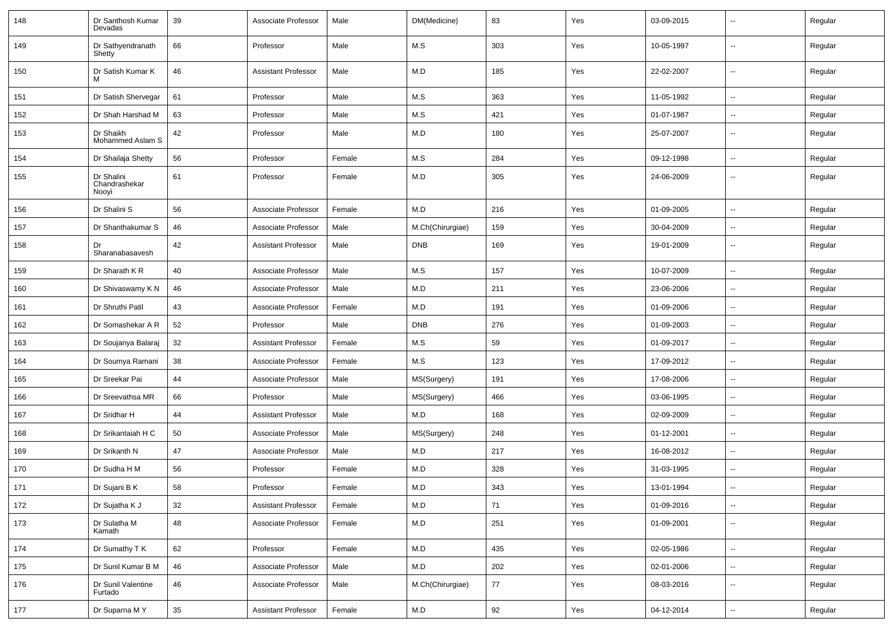| 148 | Dr Santhosh Kumar Devadas | 39 | Associate Professor | Male | DM(Medicine) | 83 | Yes | 03-09-2015 | -- | Regular |
|---|---|---|---|---|---|---|---|---|---|---|
| 149 | Dr Sathyendranath Shetty | 66 | Professor | Male | M.S | 303 | Yes | 10-05-1997 | -- | Regular |
| 150 | Dr Satish Kumar K M | 46 | Assistant Professor | Male | M.D | 185 | Yes | 22-02-2007 | -- | Regular |
| 151 | Dr Satish Shervegar | 61 | Professor | Male | M.S | 363 | Yes | 11-05-1992 | -- | Regular |
| 152 | Dr Shah Harshad M | 63 | Professor | Male | M.S | 421 | Yes | 01-07-1987 | -- | Regular |
| 153 | Dr Shaikh Mohammed Aslam S | 42 | Professor | Male | M.D | 180 | Yes | 25-07-2007 | -- | Regular |
| 154 | Dr Shailaja Shetty | 56 | Professor | Female | M.S | 284 | Yes | 09-12-1998 | -- | Regular |
| 155 | Dr Shalini Chandrashekar Nooyi | 61 | Professor | Female | M.D | 305 | Yes | 24-06-2009 | -- | Regular |
| 156 | Dr Shalini S | 56 | Associate Professor | Female | M.D | 216 | Yes | 01-09-2005 | -- | Regular |
| 157 | Dr Shanthakumar S | 46 | Associate Professor | Male | M.Ch(Chirurgiae) | 159 | Yes | 30-04-2009 | -- | Regular |
| 158 | Dr Sharanabasavesh | 42 | Assistant Professor | Male | DNB | 169 | Yes | 19-01-2009 | -- | Regular |
| 159 | Dr Sharath K R | 40 | Associate Professor | Male | M.S | 157 | Yes | 10-07-2009 | -- | Regular |
| 160 | Dr Shivaswamy K N | 46 | Associate Professor | Male | M.D | 211 | Yes | 23-06-2006 | -- | Regular |
| 161 | Dr Shruthi Patil | 43 | Associate Professor | Female | M.D | 191 | Yes | 01-09-2006 | -- | Regular |
| 162 | Dr Somashekar A R | 52 | Professor | Male | DNB | 276 | Yes | 01-09-2003 | -- | Regular |
| 163 | Dr Soujanya Balaraj | 32 | Assistant Professor | Female | M.S | 59 | Yes | 01-09-2017 | -- | Regular |
| 164 | Dr Soumya Ramani | 38 | Associate Professor | Female | M.S | 123 | Yes | 17-09-2012 | -- | Regular |
| 165 | Dr Sreekar Pai | 44 | Associate Professor | Male | MS(Surgery) | 191 | Yes | 17-08-2006 | -- | Regular |
| 166 | Dr Sreevathsa MR | 66 | Professor | Male | MS(Surgery) | 466 | Yes | 03-06-1995 | -- | Regular |
| 167 | Dr Sridhar H | 44 | Assistant Professor | Male | M.D | 168 | Yes | 02-09-2009 | -- | Regular |
| 168 | Dr Srikantaiah H C | 50 | Associate Professor | Male | MS(Surgery) | 248 | Yes | 01-12-2001 | -- | Regular |
| 169 | Dr Srikanth N | 47 | Associate Professor | Male | M.D | 217 | Yes | 16-08-2012 | -- | Regular |
| 170 | Dr Sudha H M | 56 | Professor | Female | M.D | 328 | Yes | 31-03-1995 | -- | Regular |
| 171 | Dr Sujani B K | 58 | Professor | Female | M.D | 343 | Yes | 13-01-1994 | -- | Regular |
| 172 | Dr Sujatha K J | 32 | Assistant Professor | Female | M.D | 71 | Yes | 01-09-2016 | -- | Regular |
| 173 | Dr Sulatha M Kamath | 48 | Associate Professor | Female | M.D | 251 | Yes | 01-09-2001 | -- | Regular |
| 174 | Dr Sumathy T K | 62 | Professor | Female | M.D | 435 | Yes | 02-05-1986 | -- | Regular |
| 175 | Dr Sunil Kumar B M | 46 | Associate Professor | Male | M.D | 202 | Yes | 02-01-2006 | -- | Regular |
| 176 | Dr Sunil Valentine Furtado | 46 | Associate Professor | Male | M.Ch(Chirurgiae) | 77 | Yes | 08-03-2016 | -- | Regular |
| 177 | Dr Suparna M Y | 35 | Assistant Professor | Female | M.D | 92 | Yes | 04-12-2014 | -- | Regular |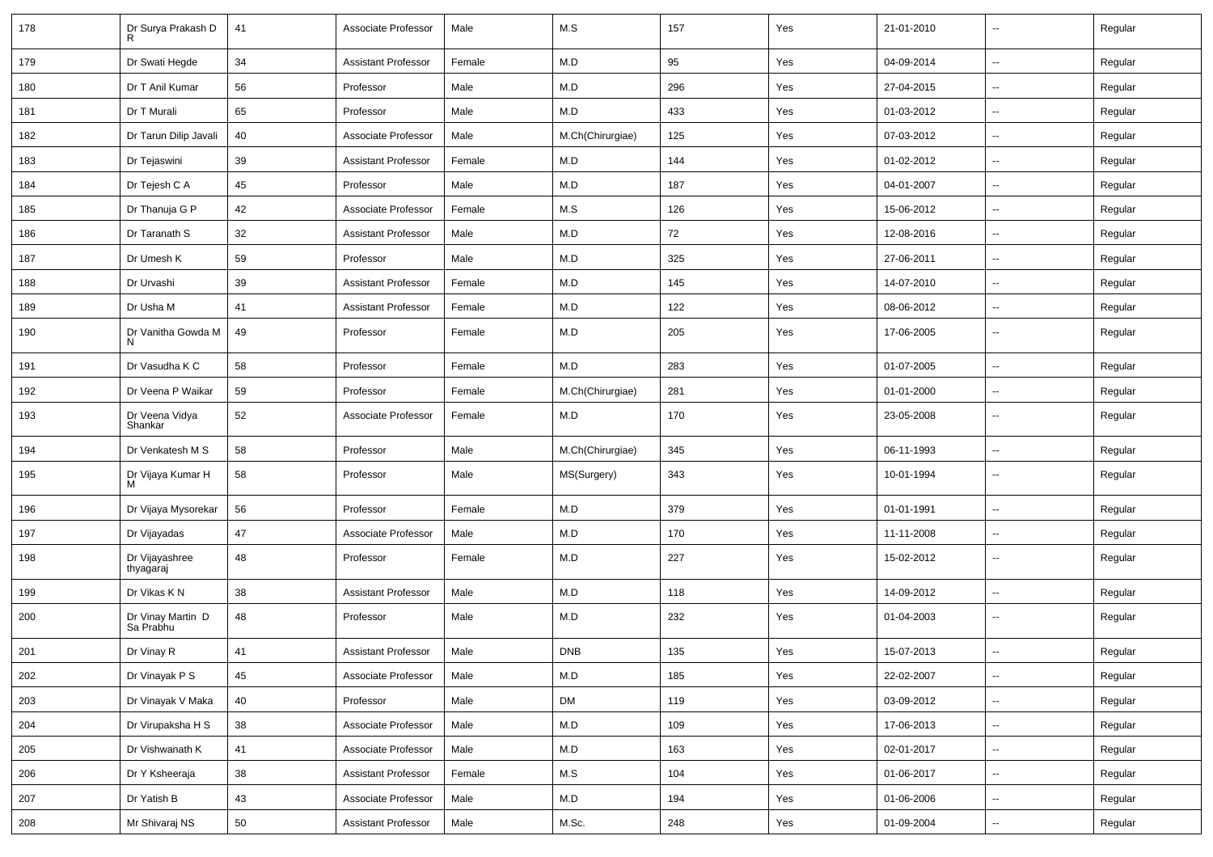| 178 | Dr Surya Prakash D R | 41 | Associate Professor | Male | M.S | 157 | Yes | 21-01-2010 | -- | Regular |
|---|---|---|---|---|---|---|---|---|---|---|
| 179 | Dr Swati Hegde | 34 | Assistant Professor | Female | M.D | 95 | Yes | 04-09-2014 | -- | Regular |
| 180 | Dr T Anil Kumar | 56 | Professor | Male | M.D | 296 | Yes | 27-04-2015 | -- | Regular |
| 181 | Dr T Murali | 65 | Professor | Male | M.D | 433 | Yes | 01-03-2012 | -- | Regular |
| 182 | Dr Tarun Dilip Javali | 40 | Associate Professor | Male | M.Ch(Chirurgiae) | 125 | Yes | 07-03-2012 | -- | Regular |
| 183 | Dr Tejaswini | 39 | Assistant Professor | Female | M.D | 144 | Yes | 01-02-2012 | -- | Regular |
| 184 | Dr Tejesh C A | 45 | Professor | Male | M.D | 187 | Yes | 04-01-2007 | -- | Regular |
| 185 | Dr Thanuja G P | 42 | Associate Professor | Female | M.S | 126 | Yes | 15-06-2012 | -- | Regular |
| 186 | Dr Taranath S | 32 | Assistant Professor | Male | M.D | 72 | Yes | 12-08-2016 | -- | Regular |
| 187 | Dr Umesh K | 59 | Professor | Male | M.D | 325 | Yes | 27-06-2011 | -- | Regular |
| 188 | Dr Urvashi | 39 | Assistant Professor | Female | M.D | 145 | Yes | 14-07-2010 | -- | Regular |
| 189 | Dr Usha M | 41 | Assistant Professor | Female | M.D | 122 | Yes | 08-06-2012 | -- | Regular |
| 190 | Dr Vanitha Gowda M N | 49 | Professor | Female | M.D | 205 | Yes | 17-06-2005 | -- | Regular |
| 191 | Dr Vasudha K C | 58 | Professor | Female | M.D | 283 | Yes | 01-07-2005 | -- | Regular |
| 192 | Dr Veena P Waikar | 59 | Professor | Female | M.Ch(Chirurgiae) | 281 | Yes | 01-01-2000 | -- | Regular |
| 193 | Dr Veena Vidya Shankar | 52 | Associate Professor | Female | M.D | 170 | Yes | 23-05-2008 | -- | Regular |
| 194 | Dr Venkatesh M S | 58 | Professor | Male | M.Ch(Chirurgiae) | 345 | Yes | 06-11-1993 | -- | Regular |
| 195 | Dr Vijaya Kumar H M | 58 | Professor | Male | MS(Surgery) | 343 | Yes | 10-01-1994 | -- | Regular |
| 196 | Dr Vijaya Mysorekar | 56 | Professor | Female | M.D | 379 | Yes | 01-01-1991 | -- | Regular |
| 197 | Dr Vijayadas | 47 | Associate Professor | Male | M.D | 170 | Yes | 11-11-2008 | -- | Regular |
| 198 | Dr Vijayashree thyagaraj | 48 | Professor | Female | M.D | 227 | Yes | 15-02-2012 | -- | Regular |
| 199 | Dr Vikas K N | 38 | Assistant Professor | Male | M.D | 118 | Yes | 14-09-2012 | -- | Regular |
| 200 | Dr Vinay Martin D Sa Prabhu | 48 | Professor | Male | M.D | 232 | Yes | 01-04-2003 | -- | Regular |
| 201 | Dr Vinay R | 41 | Assistant Professor | Male | DNB | 135 | Yes | 15-07-2013 | -- | Regular |
| 202 | Dr Vinayak P S | 45 | Associate Professor | Male | M.D | 185 | Yes | 22-02-2007 | -- | Regular |
| 203 | Dr Vinayak V Maka | 40 | Professor | Male | DM | 119 | Yes | 03-09-2012 | -- | Regular |
| 204 | Dr Virupaksha H S | 38 | Associate Professor | Male | M.D | 109 | Yes | 17-06-2013 | -- | Regular |
| 205 | Dr Vishwanath K | 41 | Associate Professor | Male | M.D | 163 | Yes | 02-01-2017 | -- | Regular |
| 206 | Dr Y Ksheeraja | 38 | Assistant Professor | Female | M.S | 104 | Yes | 01-06-2017 | -- | Regular |
| 207 | Dr Yatish B | 43 | Associate Professor | Male | M.D | 194 | Yes | 01-06-2006 | -- | Regular |
| 208 | Mr Shivaraj NS | 50 | Assistant Professor | Male | M.Sc. | 248 | Yes | 01-09-2004 | -- | Regular |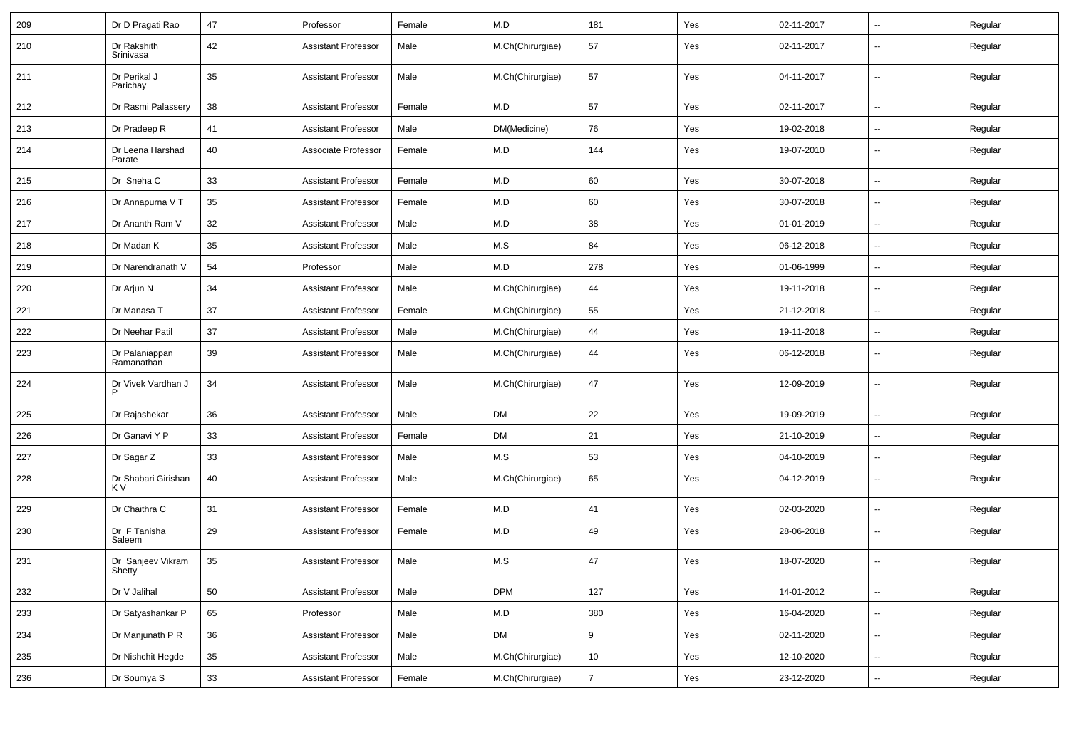| | | | | | | | | | | |
|---|---|---|---|---|---|---|---|---|---|---|
| 209 | Dr D Pragati Rao | 47 | Professor | Female | M.D | 181 | Yes | 02-11-2017 | -- | Regular |
| 210 | Dr Rakshith Srinivasa | 42 | Assistant Professor | Male | M.Ch(Chirurgiae) | 57 | Yes | 02-11-2017 | -- | Regular |
| 211 | Dr Perikal J Parichay | 35 | Assistant Professor | Male | M.Ch(Chirurgiae) | 57 | Yes | 04-11-2017 | -- | Regular |
| 212 | Dr Rasmi Palassery | 38 | Assistant Professor | Female | M.D | 57 | Yes | 02-11-2017 | -- | Regular |
| 213 | Dr Pradeep R | 41 | Assistant Professor | Male | DM(Medicine) | 76 | Yes | 19-02-2018 | -- | Regular |
| 214 | Dr Leena Harshad Parate | 40 | Associate Professor | Female | M.D | 144 | Yes | 19-07-2010 | -- | Regular |
| 215 | Dr Sneha C | 33 | Assistant Professor | Female | M.D | 60 | Yes | 30-07-2018 | -- | Regular |
| 216 | Dr Annapurna V T | 35 | Assistant Professor | Female | M.D | 60 | Yes | 30-07-2018 | -- | Regular |
| 217 | Dr Ananth Ram V | 32 | Assistant Professor | Male | M.D | 38 | Yes | 01-01-2019 | -- | Regular |
| 218 | Dr Madan K | 35 | Assistant Professor | Male | M.S | 84 | Yes | 06-12-2018 | -- | Regular |
| 219 | Dr Narendranath V | 54 | Professor | Male | M.D | 278 | Yes | 01-06-1999 | -- | Regular |
| 220 | Dr Arjun N | 34 | Assistant Professor | Male | M.Ch(Chirurgiae) | 44 | Yes | 19-11-2018 | -- | Regular |
| 221 | Dr Manasa T | 37 | Assistant Professor | Female | M.Ch(Chirurgiae) | 55 | Yes | 21-12-2018 | -- | Regular |
| 222 | Dr Neehar Patil | 37 | Assistant Professor | Male | M.Ch(Chirurgiae) | 44 | Yes | 19-11-2018 | -- | Regular |
| 223 | Dr Palaniappan Ramanathan | 39 | Assistant Professor | Male | M.Ch(Chirurgiae) | 44 | Yes | 06-12-2018 | -- | Regular |
| 224 | Dr Vivek Vardhan J P | 34 | Assistant Professor | Male | M.Ch(Chirurgiae) | 47 | Yes | 12-09-2019 | -- | Regular |
| 225 | Dr Rajashekar | 36 | Assistant Professor | Male | DM | 22 | Yes | 19-09-2019 | -- | Regular |
| 226 | Dr Ganavi Y P | 33 | Assistant Professor | Female | DM | 21 | Yes | 21-10-2019 | -- | Regular |
| 227 | Dr Sagar Z | 33 | Assistant Professor | Male | M.S | 53 | Yes | 04-10-2019 | -- | Regular |
| 228 | Dr Shabari Girishan K V | 40 | Assistant Professor | Male | M.Ch(Chirurgiae) | 65 | Yes | 04-12-2019 | -- | Regular |
| 229 | Dr Chaithra C | 31 | Assistant Professor | Female | M.D | 41 | Yes | 02-03-2020 | -- | Regular |
| 230 | Dr F Tanisha Saleem | 29 | Assistant Professor | Female | M.D | 49 | Yes | 28-06-2018 | -- | Regular |
| 231 | Dr Sanjeev Vikram Shetty | 35 | Assistant Professor | Male | M.S | 47 | Yes | 18-07-2020 | -- | Regular |
| 232 | Dr V Jalihal | 50 | Assistant Professor | Male | DPM | 127 | Yes | 14-01-2012 | -- | Regular |
| 233 | Dr Satyashankar P | 65 | Professor | Male | M.D | 380 | Yes | 16-04-2020 | -- | Regular |
| 234 | Dr Manjunath P R | 36 | Assistant Professor | Male | DM | 9 | Yes | 02-11-2020 | -- | Regular |
| 235 | Dr Nishchit Hegde | 35 | Assistant Professor | Male | M.Ch(Chirurgiae) | 10 | Yes | 12-10-2020 | -- | Regular |
| 236 | Dr Soumya S | 33 | Assistant Professor | Female | M.Ch(Chirurgiae) | 7 | Yes | 23-12-2020 | -- | Regular |